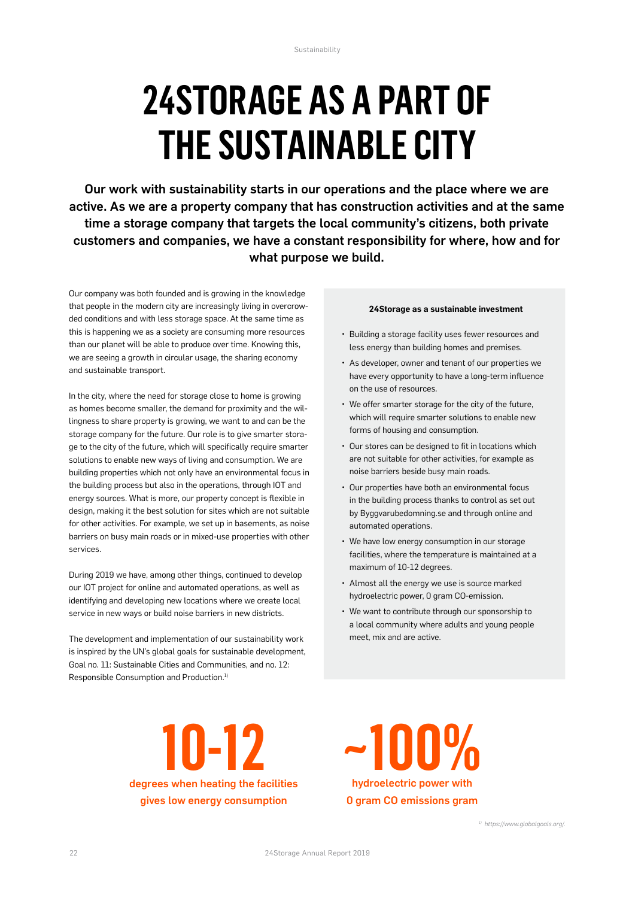# 24STORAGE AS A PART OF THE SUSTAINABLE CITY

**Our work with sustainability starts in our operations and the place where we are active. As we are a property company that has construction activities and at the same time a storage company that targets the local community's citizens, both private customers and companies, we have a constant responsibility for where, how and for what purpose we build.**

Our company was both founded and is growing in the knowledge that people in the modern city are increasingly living in overcrowded conditions and with less storage space. At the same time as this is happening we as a society are consuming more resources than our planet will be able to produce over time. Knowing this, we are seeing a growth in circular usage, the sharing economy and sustainable transport.

In the city, where the need for storage close to home is growing as homes become smaller, the demand for proximity and the willingness to share property is growing, we want to and can be the storage company for the future. Our role is to give smarter storage to the city of the future, which will specifically require smarter solutions to enable new ways of living and consumption. We are building properties which not only have an environmental focus in the building process but also in the operations, through IOT and energy sources. What is more, our property concept is flexible in design, making it the best solution for sites which are not suitable for other activities. For example, we set up in basements, as noise barriers on busy main roads or in mixed-use properties with other services.

During 2019 we have, among other things, continued to develop our IOT project for online and automated operations, as well as identifying and developing new locations where we create local service in new ways or build noise barriers in new districts.

The development and implementation of our sustainability work is inspired by the UN's global goals for sustainable development, Goal no. 11: Sustainable Cities and Communities, and no. 12: Responsible Consumption and Production.[1)]

**24Storage as a sustainable investment**

- Building a storage facility uses fewer resources and less energy than building homes and premises.
- As developer, owner and tenant of our properties we have every opportunity to have a long-term influence on the use of resources.
- We offer smarter storage for the city of the future, which will require smarter solutions to enable new forms of housing and consumption.
- Our stores can be designed to fit in locations which are not suitable for other activities, for example as noise barriers beside busy main roads.
- Our properties have both an environmental focus in the building process thanks to control as set out by Byggvarubedomning.se and through online and automated operations.
- We have low energy consumption in our storage facilities, where the temperature is maintained at a maximum of 10-12 degrees.
- Almost all the energy we use is source marked hydroelectric power, 0 gram CO-emission.
- We want to contribute through our sponsorship to a local community where adults and young people meet, mix and are active.

**10-12**
degrees when heating the facilities gives low energy consumption

**~100%**
hydroelectric power with 0 gram CO emissions gram

[1)] *https://www.globalgoals.org/.*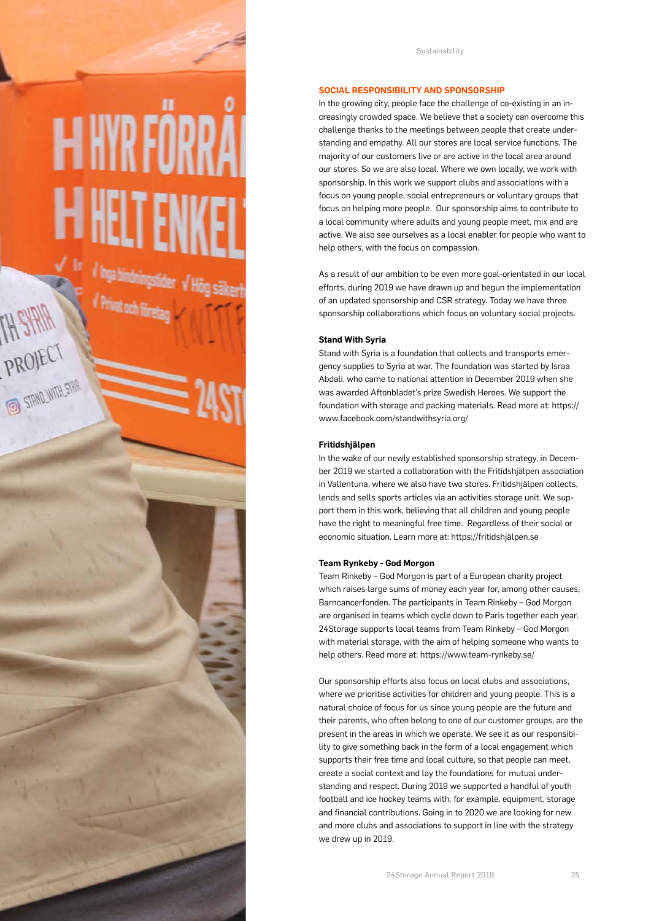## SOCIAL RESPONSIBILITY AND SPONSORSHIP

In the growing city, people face the challenge of co-existing in an increasingly crowded space. We believe that a society can overcome this challenge thanks to the meetings between people that create understanding and empathy. All our stores are local service functions. The majority of our customers live or are active in the local area around our stores. So we are also local. Where we own locally, we work with sponsorship. In this work we support clubs and associations with a focus on young people, social entrepreneurs or voluntary groups that focus on helping more people. Our sponsorship aims to contribute to a local community where adults and young people meet, mix and are active. We also see ourselves as a local enabler for people who want to help others, with the focus on compassion.

As a result of our ambition to be even more goal-orientated in our local efforts, during 2019 we have drawn up and begun the implementation of an updated sponsorship and CSR strategy. Today we have three sponsorship collaborations which focus on voluntary social projects.

### Stand With Syria

Stand with Syria is a foundation that collects and transports emergency supplies to Syria at war. The foundation was started by Israa Abdali, who came to national attention in December 2019 when she was awarded Aftonbladet's prize Swedish Heroes. We support the foundation with storage and packing materials. Read more at: https://www.facebook.com/standwithsyria.org/

### Fritidshjälpen

In the wake of our newly established sponsorship strategy, in December 2019 we started a collaboration with the Fritidshjälpen association in Vallentuna, where we also have two stores. Fritidshjälpen collects, lends and sells sports articles via an activities storage unit. We support them in this work, believing that all children and young people have the right to meaningful free time. Regardless of their social or economic situation. Learn more at: https://fritidshjälpen.se

### Team Rynkeby - God Morgon

Team Rinkeby – God Morgon is part of a European charity project which raises large sums of money each year for, among other causes, Barncancerfonden. The participants in Team Rinkeby – God Morgon are organised in teams which cycle down to Paris together each year. 24Storage supports local teams from Team Rinkeby – God Morgon with material storage, with the aim of helping someone who wants to help others. Read more at: https://www.team-rynkeby.se/

Our sponsorship efforts also focus on local clubs and associations, where we prioritise activities for children and young people. This is a natural choice of focus for us since young people are the future and their parents, who often belong to one of our customer groups, are the present in the areas in which we operate. We see it as our responsibility to give something back in the form of a local engagement which supports their free time and local culture, so that people can meet, create a social context and lay the foundations for mutual understanding and respect. During 2019 we supported a handful of youth football and ice hockey teams with, for example, equipment, storage and financial contributions. Going in to 2020 we are looking for new and more clubs and associations to support in line with the strategy we drew up in 2019.